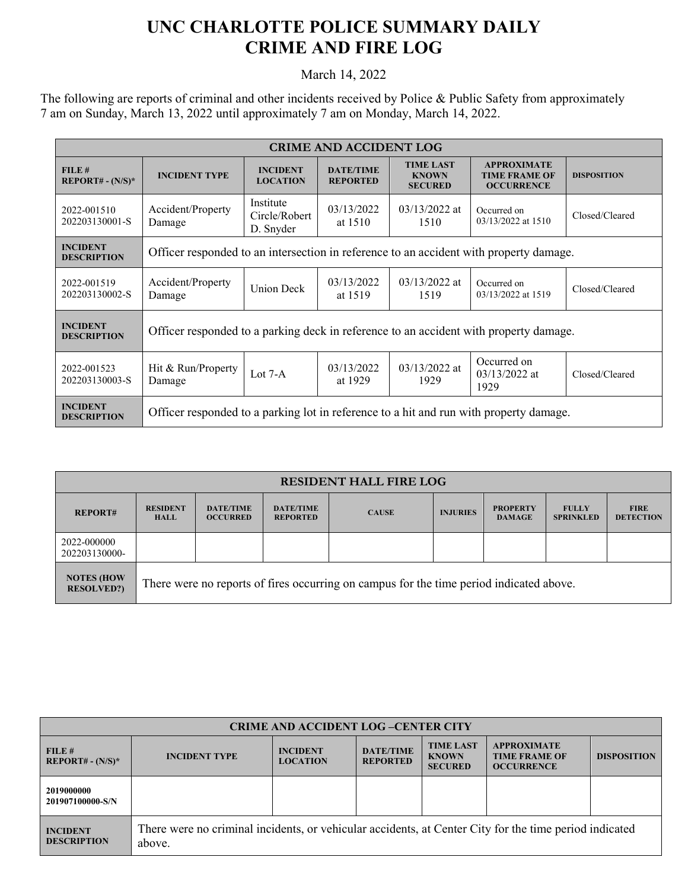# UNC CHARLOTTE POLICE SUMMARY DAILY CRIME AND FIRE LOG

March 14, 2022

The following are reports of criminal and other incidents received by Police & Public Safety from approximately 7 am on Sunday, March 13, 2022 until approximately 7 am on Monday, March 14, 2022.

| CRIME AND ACCIDENT LOG | | | | | | |
|---|---|---|---|---|---|---|
| **FILE # REPORT# - (N/S)*** | **INCIDENT TYPE** | **INCIDENT LOCATION** | **DATE/TIME REPORTED** | **TIME LAST KNOWN SECURED** | **APPROXIMATE TIME FRAME OF OCCURRENCE** | **DISPOSITION** |
| 2022-001510 202203130001-S | Accident/Property Damage | Institute Circle/Robert D. Snyder | 03/13/2022 at 1510 | 03/13/2022 at 1510 | Occurred on 03/13/2022 at 1510 | Closed/Cleared |
| **INCIDENT DESCRIPTION** | Officer responded to an intersection in reference to an accident with property damage. | | | | | |
| 2022-001519 202203130002-S | Accident/Property Damage | Union Deck | 03/13/2022 at 1519 | 03/13/2022 at 1519 | Occurred on 03/13/2022 at 1519 | Closed/Cleared |
| **INCIDENT DESCRIPTION** | Officer responded to a parking deck in reference to an accident with property damage. | | | | | |
| 2022-001523 202203130003-S | Hit & Run/Property Damage | Lot 7-A | 03/13/2022 at 1929 | 03/13/2022 at 1929 | Occurred on 03/13/2022 at 1929 | Closed/Cleared |
| **INCIDENT DESCRIPTION** | Officer responded to a parking lot in reference to a hit and run with property damage. | | | | | |

| RESIDENT HALL FIRE LOG | | | | | | | | |
|---|---|---|---|---|---|---|---|---|
| **REPORT#** | **RESIDENT HALL** | **DATE/TIME OCCURRED** | **DATE/TIME REPORTED** | **CAUSE** | **INJURIES** | **PROPERTY DAMAGE** | **FULLY SPRINKLED** | **FIRE DETECTION** |
| 2022-000000 202203130000- | | | | | | | | |
| **NOTES (HOW RESOLVED?)** | There were no reports of fires occurring on campus for the time period indicated above. | | | | | | | |

| CRIME AND ACCIDENT LOG –CENTER CITY | | | | | | |
|---|---|---|---|---|---|---|
| **FILE # REPORT# - (N/S)*** | **INCIDENT TYPE** | **INCIDENT LOCATION** | **DATE/TIME REPORTED** | **TIME LAST KNOWN SECURED** | **APPROXIMATE TIME FRAME OF OCCURRENCE** | **DISPOSITION** |
| **2019000000 201907100000-S/N** | | | | | | |
| **INCIDENT DESCRIPTION** | There were no criminal incidents, or vehicular accidents, at Center City for the time period indicated above. | | | | | |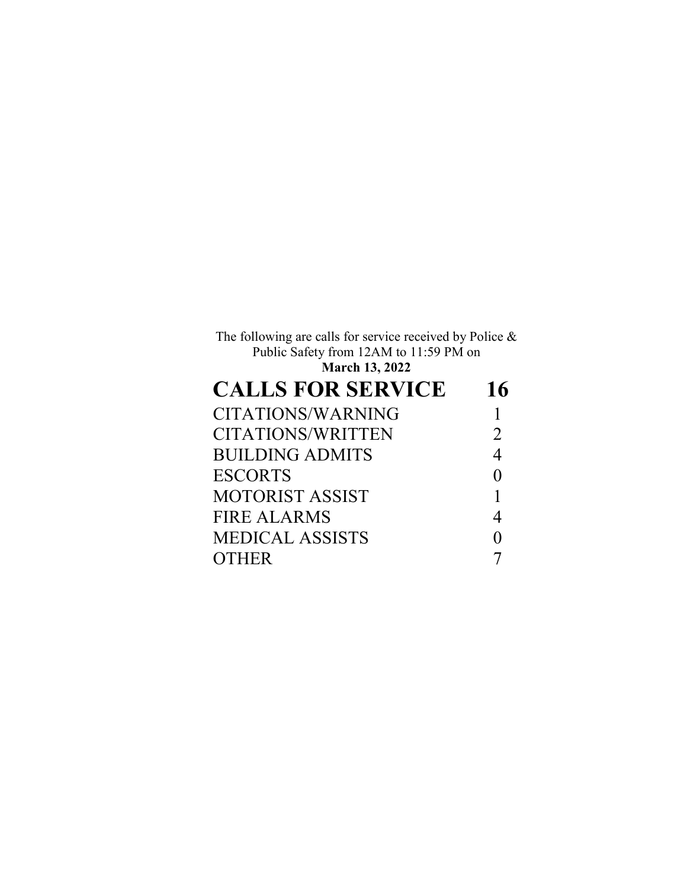The following are calls for service received by Police & Public Safety from 12AM to 11:59 PM on

**March 13, 2022**

| | |
|---|---|
| **CALLS FOR SERVICE** | **16** |
| CITATIONS/WARNING | 1 |
| CITATIONS/WRITTEN | 2 |
| BUILDING ADMITS | 4 |
| ESCORTS | 0 |
| MOTORIST ASSIST | 1 |
| FIRE ALARMS | 4 |
| MEDICAL ASSISTS | 0 |
| OTHER | 7 |